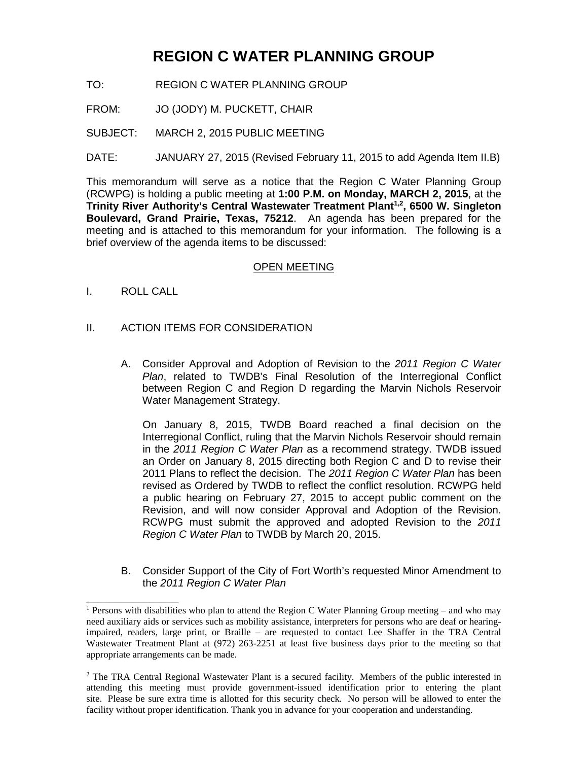# REGION C WATER PLANNING GROUP

TO: REGION C WATER PLANNING GROUP

FROM: JO (JODY) M. PUCKETT, CHAIR

SUBJECT: MARCH 2, 2015 PUBLIC MEETING

DATE: JANUARY 27, 2015 (Revised February 11, 2015 to add Agenda Item II.B)

This memorandum will serve as a notice that the Region C Water Planning Group (RCWPG) is holding a public meeting at **1:00 P.M. on Monday, MARCH 2, 2015**, at the **Trinity River Authority's Central Wastewater Treatment Plant[1,2], 6500 W. Singleton Boulevard, Grand Prairie, Texas, 75212**. An agenda has been prepared for the meeting and is attached to this memorandum for your information. The following is a brief overview of the agenda items to be discussed:

## OPEN MEETING

I. ROLL CALL

II. ACTION ITEMS FOR CONSIDERATION

A. Consider Approval and Adoption of Revision to the *2011 Region C Water Plan*, related to TWDB's Final Resolution of the Interregional Conflict between Region C and Region D regarding the Marvin Nichols Reservoir Water Management Strategy.

On January 8, 2015, TWDB Board reached a final decision on the Interregional Conflict, ruling that the Marvin Nichols Reservoir should remain in the *2011 Region C Water Plan* as a recommend strategy. TWDB issued an Order on January 8, 2015 directing both Region C and D to revise their 2011 Plans to reflect the decision. The *2011 Region C Water Plan* has been revised as Ordered by TWDB to reflect the conflict resolution. RCWPG held a public hearing on February 27, 2015 to accept public comment on the Revision, and will now consider Approval and Adoption of the Revision. RCWPG must submit the approved and adopted Revision to the *2011 Region C Water Plan* to TWDB by March 20, 2015.

B. Consider Support of the City of Fort Worth's requested Minor Amendment to the *2011 Region C Water Plan*

---

[1] Persons with disabilities who plan to attend the Region C Water Planning Group meeting – and who may need auxiliary aids or services such as mobility assistance, interpreters for persons who are deaf or hearing-impaired, readers, large print, or Braille – are requested to contact Lee Shaffer in the TRA Central Wastewater Treatment Plant at (972) 263-2251 at least five business days prior to the meeting so that appropriate arrangements can be made.

[2] The TRA Central Regional Wastewater Plant is a secured facility. Members of the public interested in attending this meeting must provide government-issued identification prior to entering the plant site. Please be sure extra time is allotted for this security check. No person will be allowed to enter the facility without proper identification. Thank you in advance for your cooperation and understanding.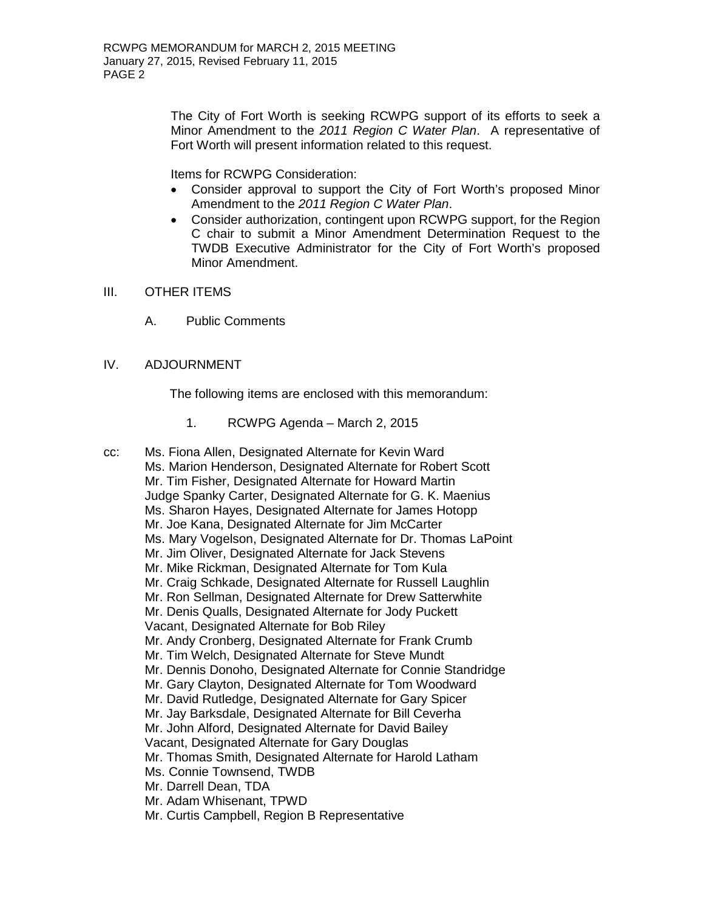The City of Fort Worth is seeking RCWPG support of its efforts to seek a Minor Amendment to the *2011 Region C Water Plan*. A representative of Fort Worth will present information related to this request.

Items for RCWPG Consideration:

- Consider approval to support the City of Fort Worth's proposed Minor Amendment to the *2011 Region C Water Plan*.
- Consider authorization, contingent upon RCWPG support, for the Region C chair to submit a Minor Amendment Determination Request to the TWDB Executive Administrator for the City of Fort Worth's proposed Minor Amendment.

III. OTHER ITEMS

A. Public Comments

IV. ADJOURNMENT

The following items are enclosed with this memorandum:

1. RCWPG Agenda – March 2, 2015

cc: Ms. Fiona Allen, Designated Alternate for Kevin Ward
Ms. Marion Henderson, Designated Alternate for Robert Scott
Mr. Tim Fisher, Designated Alternate for Howard Martin
Judge Spanky Carter, Designated Alternate for G. K. Maenius
Ms. Sharon Hayes, Designated Alternate for James Hotopp
Mr. Joe Kana, Designated Alternate for Jim McCarter
Ms. Mary Vogelson, Designated Alternate for Dr. Thomas LaPoint
Mr. Jim Oliver, Designated Alternate for Jack Stevens
Mr. Mike Rickman, Designated Alternate for Tom Kula
Mr. Craig Schkade, Designated Alternate for Russell Laughlin
Mr. Ron Sellman, Designated Alternate for Drew Satterwhite
Mr. Denis Qualls, Designated Alternate for Jody Puckett
Vacant, Designated Alternate for Bob Riley
Mr. Andy Cronberg, Designated Alternate for Frank Crumb
Mr. Tim Welch, Designated Alternate for Steve Mundt
Mr. Dennis Donoho, Designated Alternate for Connie Standridge
Mr. Gary Clayton, Designated Alternate for Tom Woodward
Mr. David Rutledge, Designated Alternate for Gary Spicer
Mr. Jay Barksdale, Designated Alternate for Bill Ceverha
Mr. John Alford, Designated Alternate for David Bailey
Vacant, Designated Alternate for Gary Douglas
Mr. Thomas Smith, Designated Alternate for Harold Latham
Ms. Connie Townsend, TWDB
Mr. Darrell Dean, TDA
Mr. Adam Whisenant, TPWD
Mr. Curtis Campbell, Region B Representative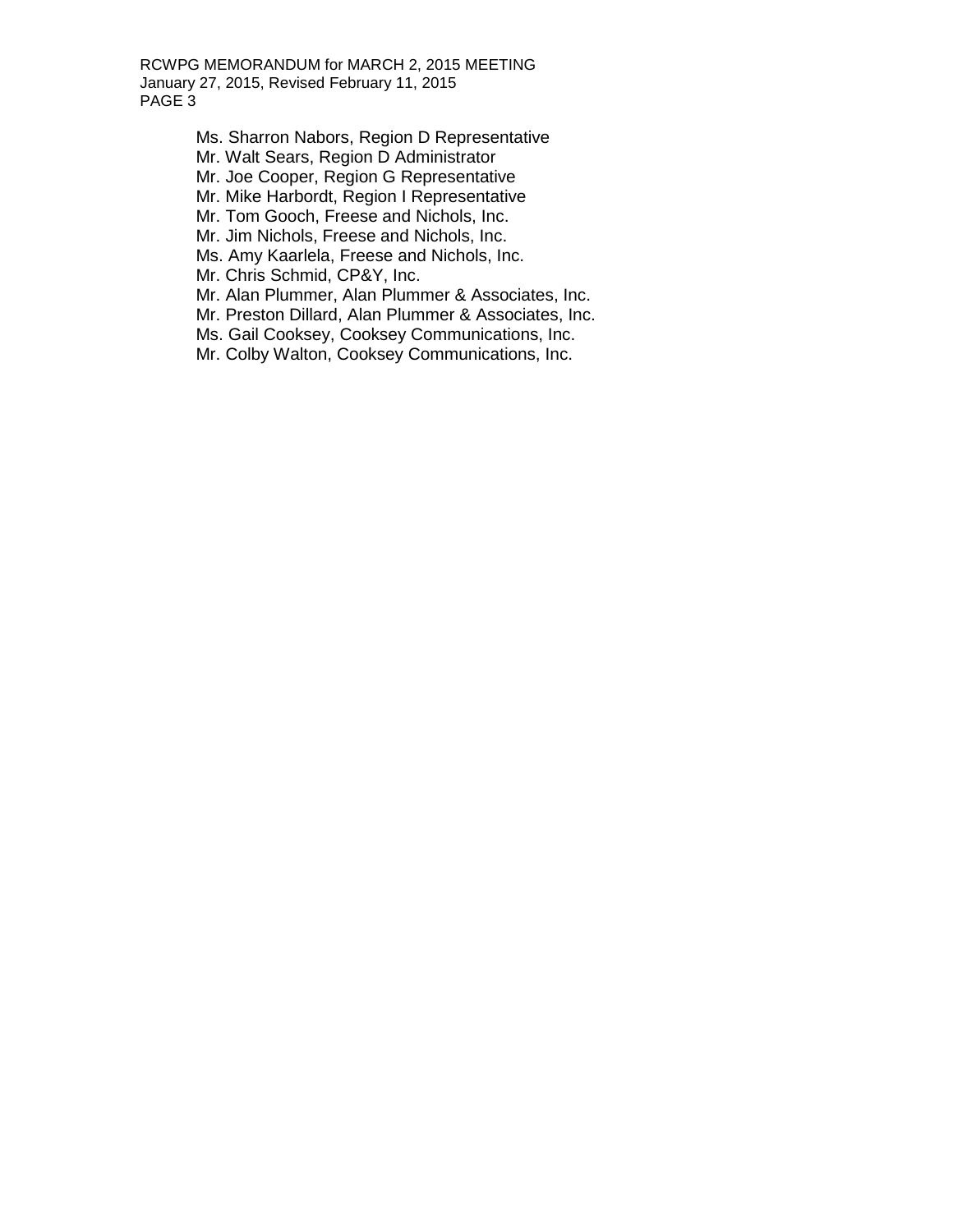Ms. Sharron Nabors, Region D Representative
Mr. Walt Sears, Region D Administrator
Mr. Joe Cooper, Region G Representative
Mr. Mike Harbordt, Region I Representative
Mr. Tom Gooch, Freese and Nichols, Inc.
Mr. Jim Nichols, Freese and Nichols, Inc.
Ms. Amy Kaarlela, Freese and Nichols, Inc.
Mr. Chris Schmid, CP&Y, Inc.
Mr. Alan Plummer, Alan Plummer & Associates, Inc.
Mr. Preston Dillard, Alan Plummer & Associates, Inc.
Ms. Gail Cooksey, Cooksey Communications, Inc.
Mr. Colby Walton, Cooksey Communications, Inc.